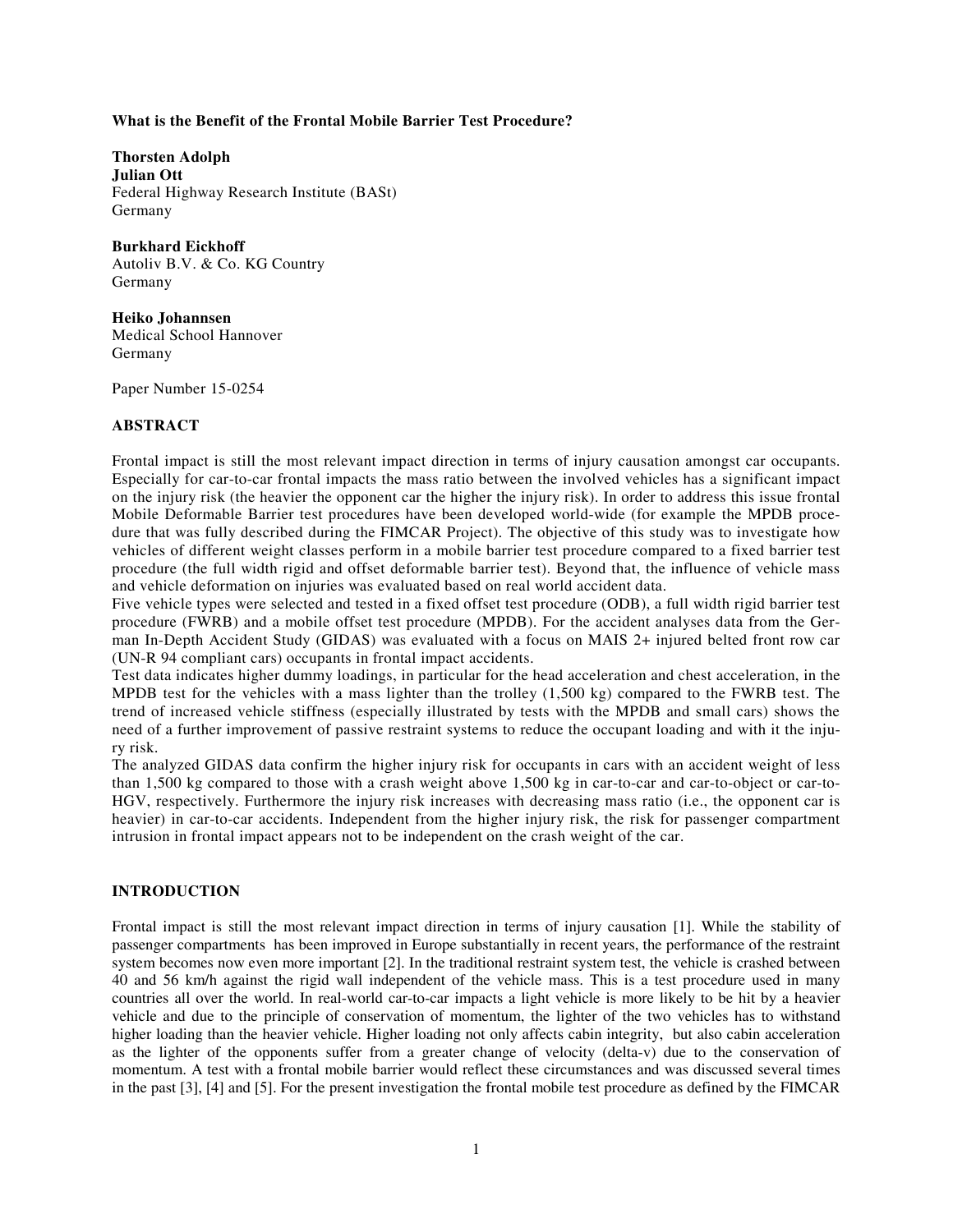**What is the Benefit of the Frontal Mobile Barrier Test Procedure?**

**Thorsten Adolph**
**Julian Ott**
Federal Highway Research Institute (BASt)
Germany

**Burkhard Eickhoff**
Autoliv B.V. & Co. KG Country
Germany

**Heiko Johannsen**
Medical School Hannover
Germany

Paper Number 15-0254

## ABSTRACT

Frontal impact is still the most relevant impact direction in terms of injury causation amongst car occupants. Especially for car-to-car frontal impacts the mass ratio between the involved vehicles has a significant impact on the injury risk (the heavier the opponent car the higher the injury risk). In order to address this issue frontal Mobile Deformable Barrier test procedures have been developed world-wide (for example the MPDB procedure that was fully described during the FIMCAR Project). The objective of this study was to investigate how vehicles of different weight classes perform in a mobile barrier test procedure compared to a fixed barrier test procedure (the full width rigid and offset deformable barrier test). Beyond that, the influence of vehicle mass and vehicle deformation on injuries was evaluated based on real world accident data.

Five vehicle types were selected and tested in a fixed offset test procedure (ODB), a full width rigid barrier test procedure (FWRB) and a mobile offset test procedure (MPDB). For the accident analyses data from the German In-Depth Accident Study (GIDAS) was evaluated with a focus on MAIS 2+ injured belted front row car (UN-R 94 compliant cars) occupants in frontal impact accidents.

Test data indicates higher dummy loadings, in particular for the head acceleration and chest acceleration, in the MPDB test for the vehicles with a mass lighter than the trolley (1,500 kg) compared to the FWRB test. The trend of increased vehicle stiffness (especially illustrated by tests with the MPDB and small cars) shows the need of a further improvement of passive restraint systems to reduce the occupant loading and with it the injury risk.

The analyzed GIDAS data confirm the higher injury risk for occupants in cars with an accident weight of less than 1,500 kg compared to those with a crash weight above 1,500 kg in car-to-car and car-to-object or car-to-HGV, respectively. Furthermore the injury risk increases with decreasing mass ratio (i.e., the opponent car is heavier) in car-to-car accidents. Independent from the higher injury risk, the risk for passenger compartment intrusion in frontal impact appears not to be independent on the crash weight of the car.

## INTRODUCTION

Frontal impact is still the most relevant impact direction in terms of injury causation [1]. While the stability of passenger compartments has been improved in Europe substantially in recent years, the performance of the restraint system becomes now even more important [2]. In the traditional restraint system test, the vehicle is crashed between 40 and 56 km/h against the rigid wall independent of the vehicle mass. This is a test procedure used in many countries all over the world. In real-world car-to-car impacts a light vehicle is more likely to be hit by a heavier vehicle and due to the principle of conservation of momentum, the lighter of the two vehicles has to withstand higher loading than the heavier vehicle. Higher loading not only affects cabin integrity, but also cabin acceleration as the lighter of the opponents suffer from a greater change of velocity (delta-v) due to the conservation of momentum. A test with a frontal mobile barrier would reflect these circumstances and was discussed several times in the past [3], [4] and [5]. For the present investigation the frontal mobile test procedure as defined by the FIMCAR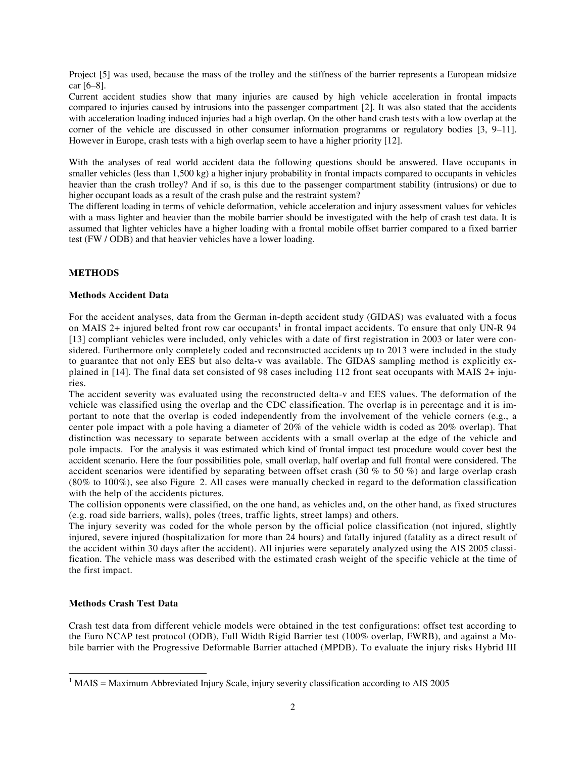Project [5] was used, because the mass of the trolley and the stiffness of the barrier represents a European midsize car [6–8].

Current accident studies show that many injuries are caused by high vehicle acceleration in frontal impacts compared to injuries caused by intrusions into the passenger compartment [2]. It was also stated that the accidents with acceleration loading induced injuries had a high overlap. On the other hand crash tests with a low overlap at the corner of the vehicle are discussed in other consumer information programms or regulatory bodies [3, 9–11]. However in Europe, crash tests with a high overlap seem to have a higher priority [12].

With the analyses of real world accident data the following questions should be answered. Have occupants in smaller vehicles (less than 1,500 kg) a higher injury probability in frontal impacts compared to occupants in vehicles heavier than the crash trolley? And if so, is this due to the passenger compartment stability (intrusions) or due to higher occupant loads as a result of the crash pulse and the restraint system?

The different loading in terms of vehicle deformation, vehicle acceleration and injury assessment values for vehicles with a mass lighter and heavier than the mobile barrier should be investigated with the help of crash test data. It is assumed that lighter vehicles have a higher loading with a frontal mobile offset barrier compared to a fixed barrier test (FW / ODB) and that heavier vehicles have a lower loading.

## METHODS

### Methods Accident Data

For the accident analyses, data from the German in-depth accident study (GIDAS) was evaluated with a focus on MAIS 2+ injured belted front row car occupants[1] in frontal impact accidents. To ensure that only UN-R 94 [13] compliant vehicles were included, only vehicles with a date of first registration in 2003 or later were considered. Furthermore only completely coded and reconstructed accidents up to 2013 were included in the study to guarantee that not only EES but also delta-v was available. The GIDAS sampling method is explicitly explained in [14]. The final data set consisted of 98 cases including 112 front seat occupants with MAIS 2+ injuries.

The accident severity was evaluated using the reconstructed delta-v and EES values. The deformation of the vehicle was classified using the overlap and the CDC classification. The overlap is in percentage and it is important to note that the overlap is coded independently from the involvement of the vehicle corners (e.g., a center pole impact with a pole having a diameter of 20% of the vehicle width is coded as 20% overlap). That distinction was necessary to separate between accidents with a small overlap at the edge of the vehicle and pole impacts. For the analysis it was estimated which kind of frontal impact test procedure would cover best the accident scenario. Here the four possibilities pole, small overlap, half overlap and full frontal were considered. The accident scenarios were identified by separating between offset crash (30 % to 50 %) and large overlap crash (80% to 100%), see also Figure 2. All cases were manually checked in regard to the deformation classification with the help of the accidents pictures.

The collision opponents were classified, on the one hand, as vehicles and, on the other hand, as fixed structures (e.g. road side barriers, walls), poles (trees, traffic lights, street lamps) and others.

The injury severity was coded for the whole person by the official police classification (not injured, slightly injured, severe injured (hospitalization for more than 24 hours) and fatally injured (fatality as a direct result of the accident within 30 days after the accident). All injuries were separately analyzed using the AIS 2005 classification. The vehicle mass was described with the estimated crash weight of the specific vehicle at the time of the first impact.

### Methods Crash Test Data

Crash test data from different vehicle models were obtained in the test configurations: offset test according to the Euro NCAP test protocol (ODB), Full Width Rigid Barrier test (100% overlap, FWRB), and against a Mobile barrier with the Progressive Deformable Barrier attached (MPDB). To evaluate the injury risks Hybrid III

[1] MAIS = Maximum Abbreviated Injury Scale, injury severity classification according to AIS 2005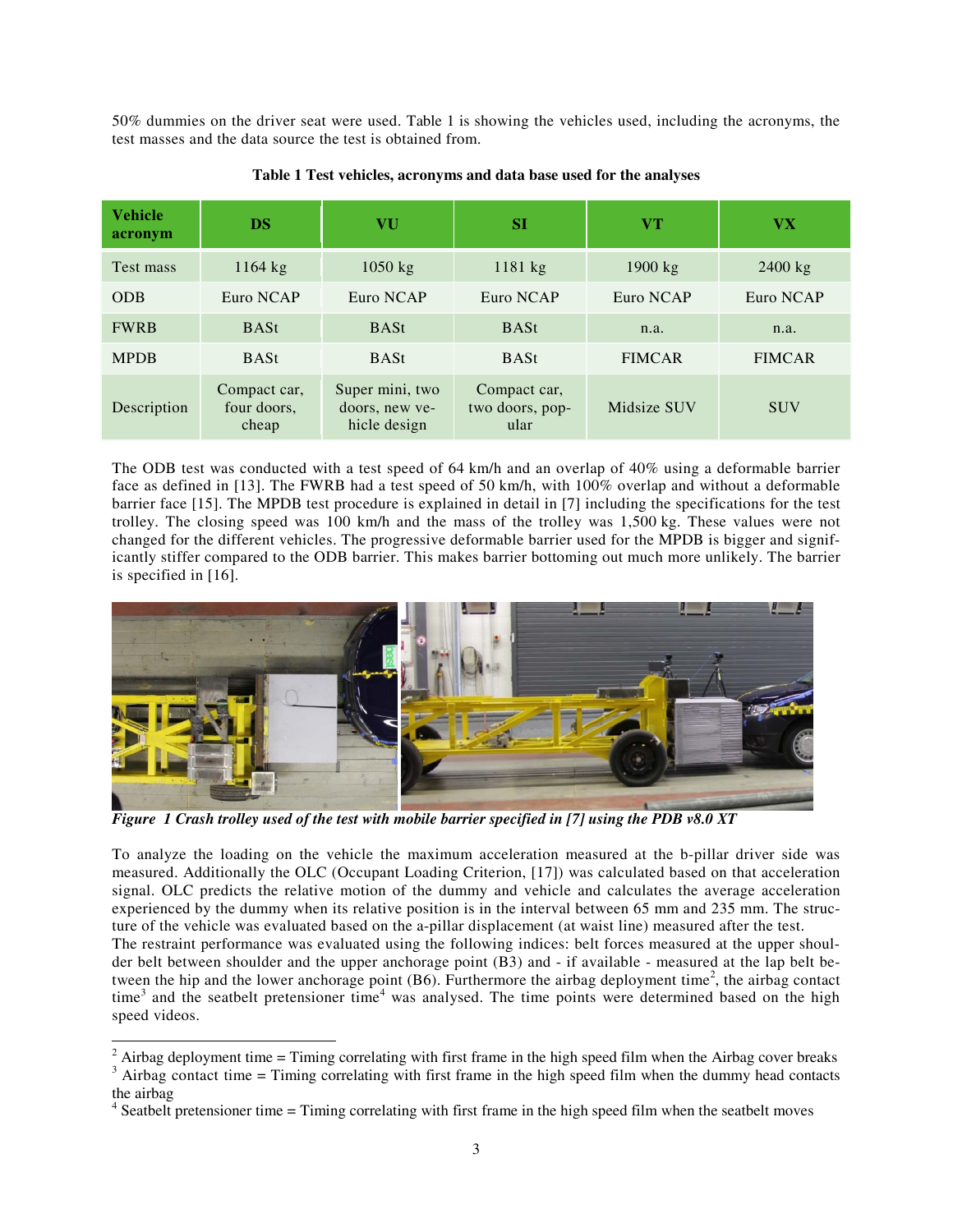50% dummies on the driver seat were used. Table 1 is showing the vehicles used, including the acronyms, the test masses and the data source the test is obtained from.

**Table 1 Test vehicles, acronyms and data base used for the analyses**

| Vehicle acronym | DS | VU | SI | VT | VX |
|---|---|---|---|---|---|
| Test mass | 1164 kg | 1050 kg | 1181 kg | 1900 kg | 2400 kg |
| ODB | Euro NCAP | Euro NCAP | Euro NCAP | Euro NCAP | Euro NCAP |
| FWRB | BASt | BASt | BASt | n.a. | n.a. |
| MPDB | BASt | BASt | BASt | FIMCAR | FIMCAR |
| Description | Compact car, four doors, cheap | Super mini, two doors, new vehicle design | Compact car, two doors, popular | Midsize SUV | SUV |

The ODB test was conducted with a test speed of 64 km/h and an overlap of 40% using a deformable barrier face as defined in [13]. The FWRB had a test speed of 50 km/h, with 100% overlap and without a deformable barrier face [15]. The MPDB test procedure is explained in detail in [7] including the specifications for the test trolley. The closing speed was 100 km/h and the mass of the trolley was 1,500 kg. These values were not changed for the different vehicles. The progressive deformable barrier used for the MPDB is bigger and significantly stiffer compared to the ODB barrier. This makes barrier bottoming out much more unlikely. The barrier is specified in [16].

*Figure 1 Crash trolley used of the test with mobile barrier specified in [7] using the PDB v8.0 XT*

To analyze the loading on the vehicle the maximum acceleration measured at the b-pillar driver side was measured. Additionally the OLC (Occupant Loading Criterion, [17]) was calculated based on that acceleration signal. OLC predicts the relative motion of the dummy and vehicle and calculates the average acceleration experienced by the dummy when its relative position is in the interval between 65 mm and 235 mm. The structure of the vehicle was evaluated based on the a-pillar displacement (at waist line) measured after the test.
The restraint performance was evaluated using the following indices: belt forces measured at the upper shoulder belt between shoulder and the upper anchorage point (B3) and - if available - measured at the lap belt between the hip and the lower anchorage point (B6). Furthermore the airbag deployment time[2], the airbag contact time[3] and the seatbelt pretensioner time[4] was analysed. The time points were determined based on the high speed videos.

[2] Airbag deployment time = Timing correlating with first frame in the high speed film when the Airbag cover breaks
[3] Airbag contact time = Timing correlating with first frame in the high speed film when the dummy head contacts the airbag
[4] Seatbelt pretensioner time = Timing correlating with first frame in the high speed film when the seatbelt moves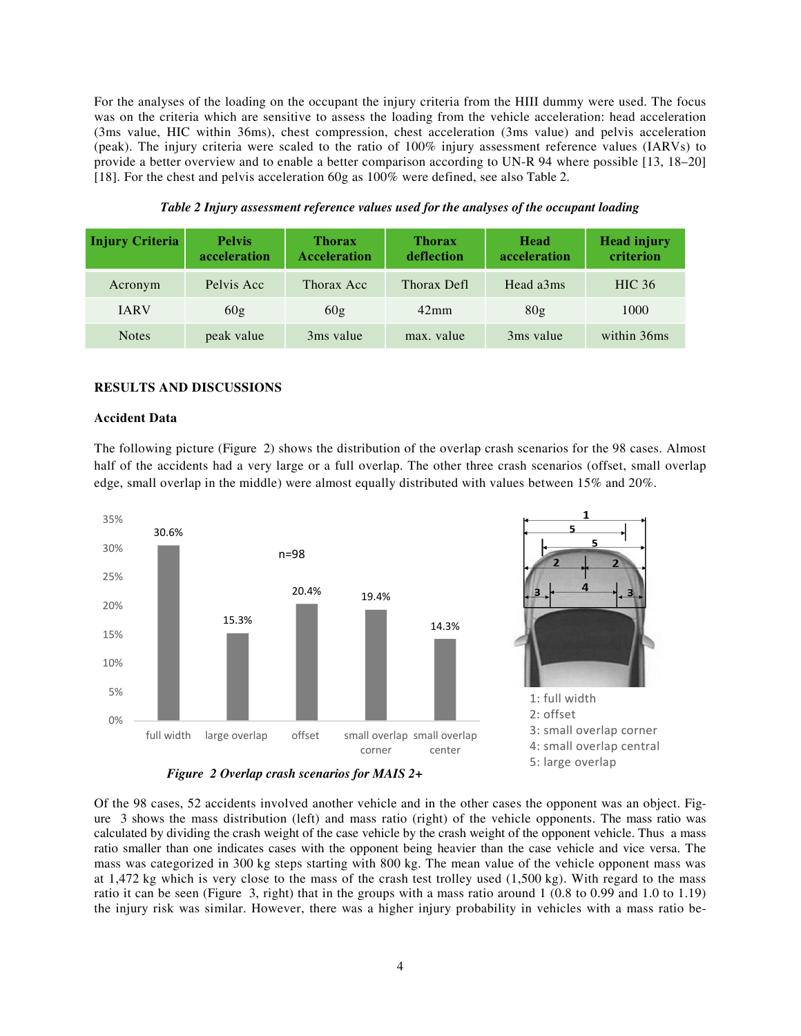For the analyses of the loading on the occupant the injury criteria from the HIII dummy were used. The focus was on the criteria which are sensitive to assess the loading from the vehicle acceleration: head acceleration (3ms value, HIC within 36ms), chest compression, chest acceleration (3ms value) and pelvis acceleration (peak). The injury criteria were scaled to the ratio of 100% injury assessment reference values (IARVs) to provide a better overview and to enable a better comparison according to UN-R 94 where possible [13, 18–20] [18]. For the chest and pelvis acceleration 60g as 100% were defined, see also Table 2.

*Table 2 Injury assessment reference values used for the analyses of the occupant loading*

| Injury Criteria | Pelvis acceleration | Thorax Acceleration | Thorax deflection | Head acceleration | Head injury criterion |
|---|---|---|---|---|---|
| Acronym | Pelvis Acc | Thorax Acc | Thorax Defl | Head a3ms | HIC 36 |
| IARV | 60g | 60g | 42mm | 80g | 1000 |
| Notes | peak value | 3ms value | max. value | 3ms value | within 36ms |

## RESULTS AND DISCUSSIONS

### Accident Data

The following picture (Figure 2) shows the distribution of the overlap crash scenarios for the 98 cases. Almost half of the accidents had a very large or a full overlap. The other three crash scenarios (offset, small overlap edge, small overlap in the middle) were almost equally distributed with values between 15% and 20%.

| Scenario | Share (n=98) |
|---|---|
| full width | 30.6% |
| large overlap | 15.3% |
| offset | 20.4% |
| small overlap corner | 19.4% |
| small overlap center | 14.3% |

1: full width
2: offset
3: small overlap corner
4: small overlap central
5: large overlap

*Figure 2 Overlap crash scenarios for MAIS 2+*

Of the 98 cases, 52 accidents involved another vehicle and in the other cases the opponent was an object. Figure 3 shows the mass distribution (left) and mass ratio (right) of the vehicle opponents. The mass ratio was calculated by dividing the crash weight of the case vehicle by the crash weight of the opponent vehicle. Thus a mass ratio smaller than one indicates cases with the opponent being heavier than the case vehicle and vice versa. The mass was categorized in 300 kg steps starting with 800 kg. The mean value of the vehicle opponent mass was at 1,472 kg which is very close to the mass of the crash test trolley used (1,500 kg). With regard to the mass ratio it can be seen (Figure 3, right) that in the groups with a mass ratio around 1 (0.8 to 0.99 and 1.0 to 1.19) the injury risk was similar. However, there was a higher injury probability in vehicles with a mass ratio be-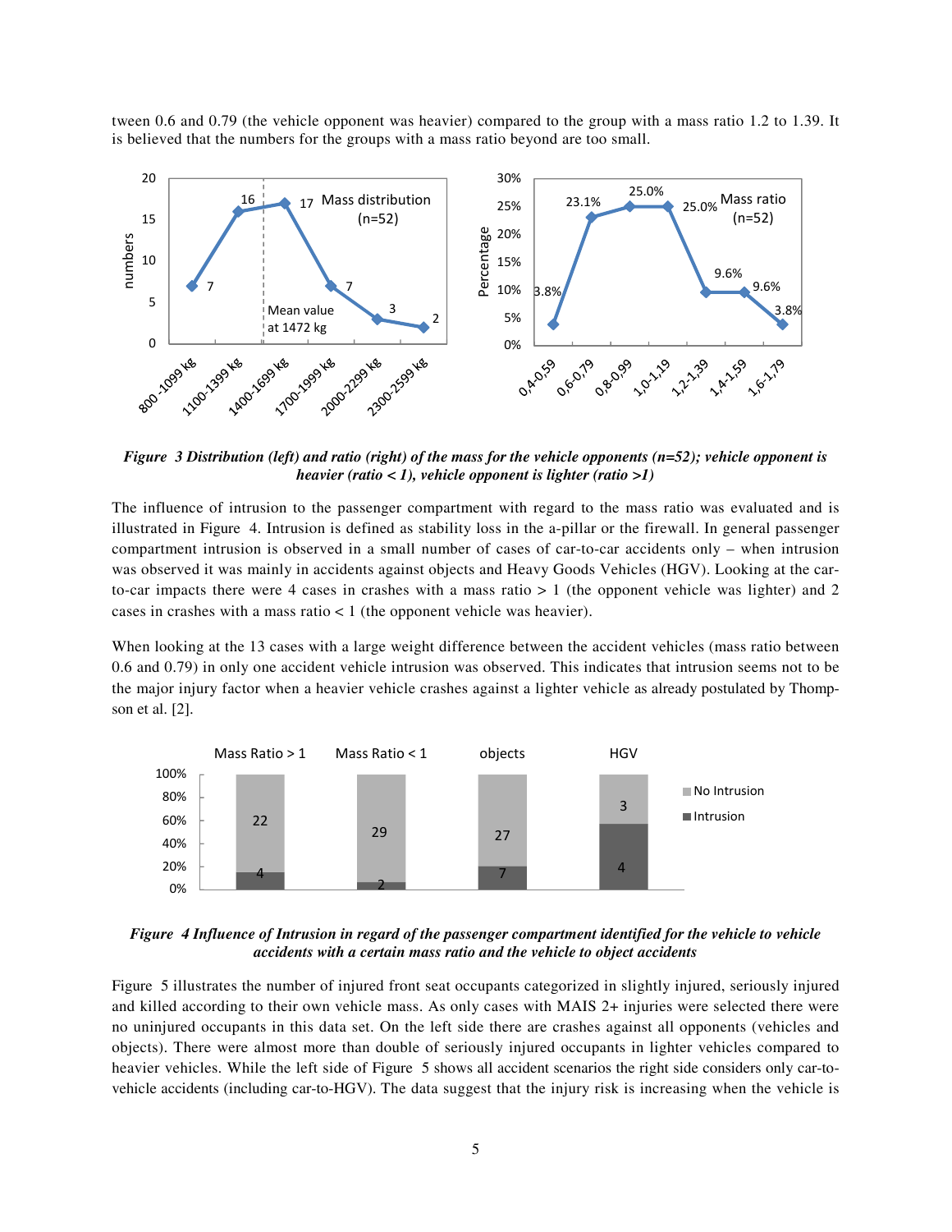tween 0.6 and 0.79 (the vehicle opponent was heavier) compared to the group with a mass ratio 1.2 to 1.39. It is believed that the numbers for the groups with a mass ratio beyond are too small.

***Figure 3 Distribution (left) and ratio (right) of the mass for the vehicle opponents (n=52); vehicle opponent is heavier (ratio < 1), vehicle opponent is lighter (ratio >1)***

The influence of intrusion to the passenger compartment with regard to the mass ratio was evaluated and is illustrated in Figure 4. Intrusion is defined as stability loss in the a-pillar or the firewall. In general passenger compartment intrusion is observed in a small number of cases of car-to-car accidents only – when intrusion was observed it was mainly in accidents against objects and Heavy Goods Vehicles (HGV). Looking at the car-to-car impacts there were 4 cases in crashes with a mass ratio > 1 (the opponent vehicle was lighter) and 2 cases in crashes with a mass ratio < 1 (the opponent vehicle was heavier).

When looking at the 13 cases with a large weight difference between the accident vehicles (mass ratio between 0.6 and 0.79) in only one accident vehicle intrusion was observed. This indicates that intrusion seems not to be the major injury factor when a heavier vehicle crashes against a lighter vehicle as already postulated by Thompson et al. [2].

***Figure 4 Influence of Intrusion in regard of the passenger compartment identified for the vehicle to vehicle accidents with a certain mass ratio and the vehicle to object accidents***

Figure 5 illustrates the number of injured front seat occupants categorized in slightly injured, seriously injured and killed according to their own vehicle mass. As only cases with MAIS 2+ injuries were selected there were no uninjured occupants in this data set. On the left side there are crashes against all opponents (vehicles and objects). There were almost more than double of seriously injured occupants in lighter vehicles compared to heavier vehicles. While the left side of Figure 5 shows all accident scenarios the right side considers only car-to-vehicle accidents (including car-to-HGV). The data suggest that the injury risk is increasing when the vehicle is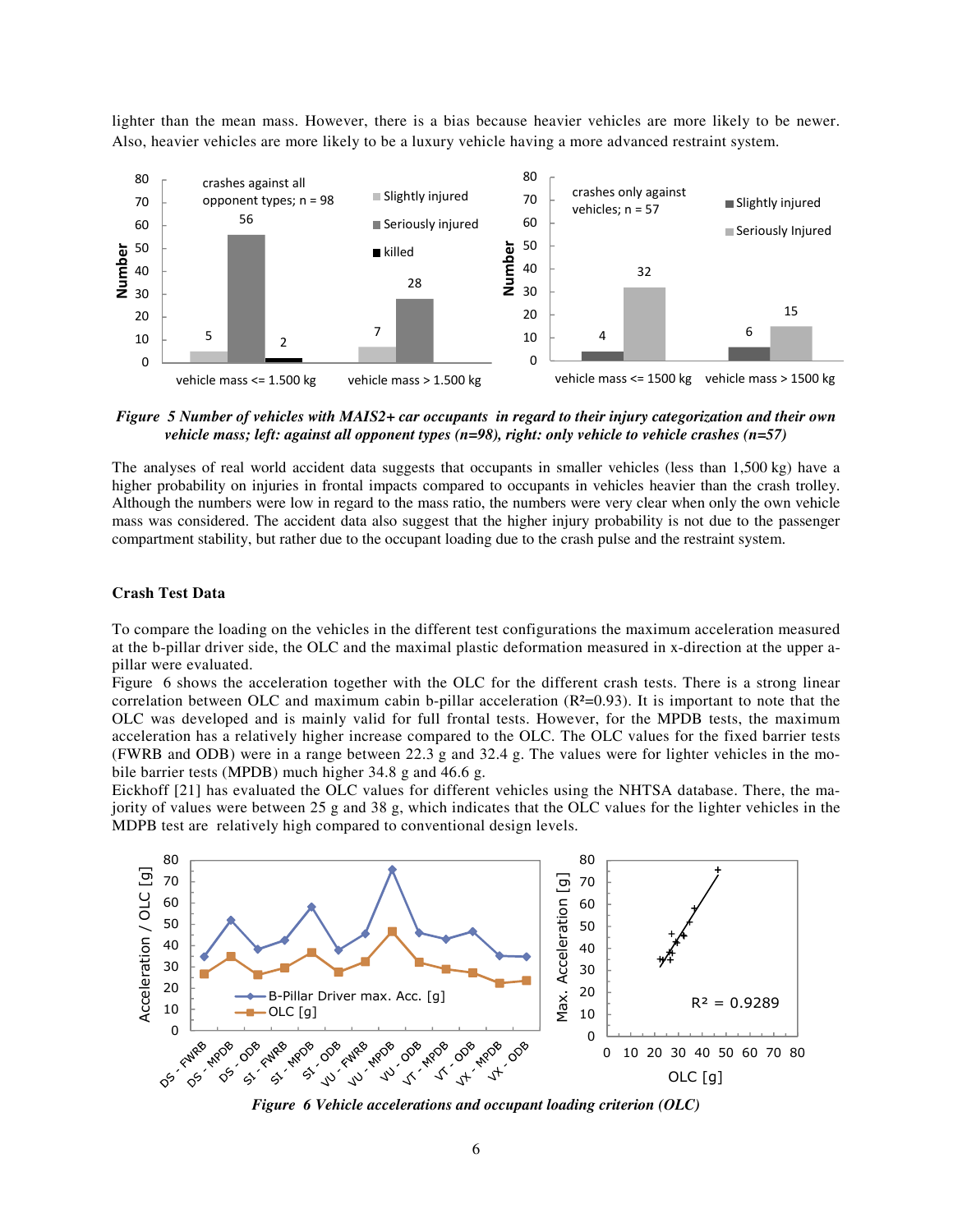lighter than the mean mass. However, there is a bias because heavier vehicles are more likely to be newer. Also, heavier vehicles are more likely to be a luxury vehicle having a more advanced restraint system.

***Figure 5 Number of vehicles with MAIS2+ car occupants in regard to their injury categorization and their own vehicle mass; left: against all opponent types (n=98), right: only vehicle to vehicle crashes (n=57)***

The analyses of real world accident data suggests that occupants in smaller vehicles (less than 1,500 kg) have a higher probability on injuries in frontal impacts compared to occupants in vehicles heavier than the crash trolley. Although the numbers were low in regard to the mass ratio, the numbers were very clear when only the own vehicle mass was considered. The accident data also suggest that the higher injury probability is not due to the passenger compartment stability, but rather due to the occupant loading due to the crash pulse and the restraint system.

## Crash Test Data

To compare the loading on the vehicles in the different test configurations the maximum acceleration measured at the b-pillar driver side, the OLC and the maximal plastic deformation measured in x-direction at the upper a-pillar were evaluated.

Figure 6 shows the acceleration together with the OLC for the different crash tests. There is a strong linear correlation between OLC and maximum cabin b-pillar acceleration ($R^2$=0.93). It is important to note that the OLC was developed and is mainly valid for full frontal tests. However, for the MPDB tests, the maximum acceleration has a relatively higher increase compared to the OLC. The OLC values for the fixed barrier tests (FWRB and ODB) were in a range between 22.3 g and 32.4 g. The values were for lighter vehicles in the mobile barrier tests (MPDB) much higher 34.8 g and 46.6 g.

Eickhoff [21] has evaluated the OLC values for different vehicles using the NHTSA database. There, the majority of values were between 25 g and 38 g, which indicates that the OLC values for the lighter vehicles in the MDPB test are relatively high compared to conventional design levels.

***Figure 6 Vehicle accelerations and occupant loading criterion (OLC)***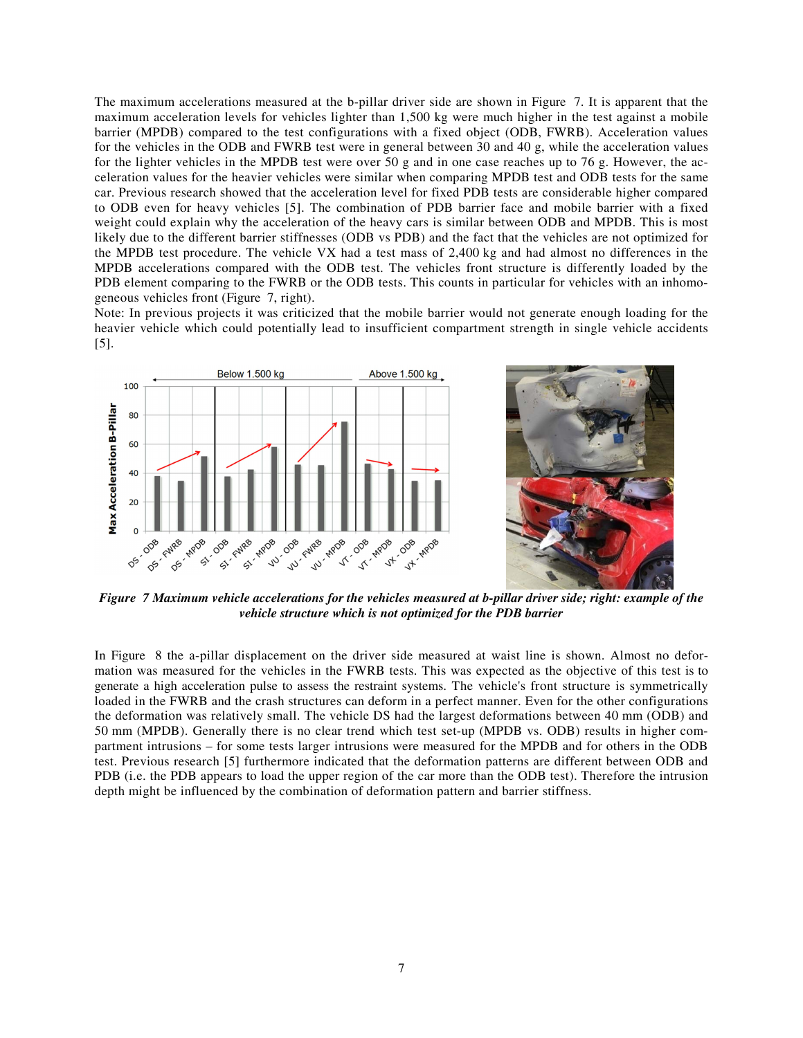The maximum accelerations measured at the b-pillar driver side are shown in Figure 7. It is apparent that the maximum acceleration levels for vehicles lighter than 1,500 kg were much higher in the test against a mobile barrier (MPDB) compared to the test configurations with a fixed object (ODB, FWRB). Acceleration values for the vehicles in the ODB and FWRB test were in general between 30 and 40 g, while the acceleration values for the lighter vehicles in the MPDB test were over 50 g and in one case reaches up to 76 g. However, the acceleration values for the heavier vehicles were similar when comparing MPDB test and ODB tests for the same car. Previous research showed that the acceleration level for fixed PDB tests are considerable higher compared to ODB even for heavy vehicles [5]. The combination of PDB barrier face and mobile barrier with a fixed weight could explain why the acceleration of the heavy cars is similar between ODB and MPDB. This is most likely due to the different barrier stiffnesses (ODB vs PDB) and the fact that the vehicles are not optimized for the MPDB test procedure. The vehicle VX had a test mass of 2,400 kg and had almost no differences in the MPDB accelerations compared with the ODB test. The vehicles front structure is differently loaded by the PDB element comparing to the FWRB or the ODB tests. This counts in particular for vehicles with an inhomogeneous vehicles front (Figure 7, right).

Note: In previous projects it was criticized that the mobile barrier would not generate enough loading for the heavier vehicle which could potentially lead to insufficient compartment strength in single vehicle accidents [5].

***Figure 7 Maximum vehicle accelerations for the vehicles measured at b-pillar driver side; right: example of the vehicle structure which is not optimized for the PDB barrier***

In Figure 8 the a-pillar displacement on the driver side measured at waist line is shown. Almost no deformation was measured for the vehicles in the FWRB tests. This was expected as the objective of this test is to generate a high acceleration pulse to assess the restraint systems. The vehicle's front structure is symmetrically loaded in the FWRB and the crash structures can deform in a perfect manner. Even for the other configurations the deformation was relatively small. The vehicle DS had the largest deformations between 40 mm (ODB) and 50 mm (MPDB). Generally there is no clear trend which test set-up (MPDB vs. ODB) results in higher compartment intrusions – for some tests larger intrusions were measured for the MPDB and for others in the ODB test. Previous research [5] furthermore indicated that the deformation patterns are different between ODB and PDB (i.e. the PDB appears to load the upper region of the car more than the ODB test). Therefore the intrusion depth might be influenced by the combination of deformation pattern and barrier stiffness.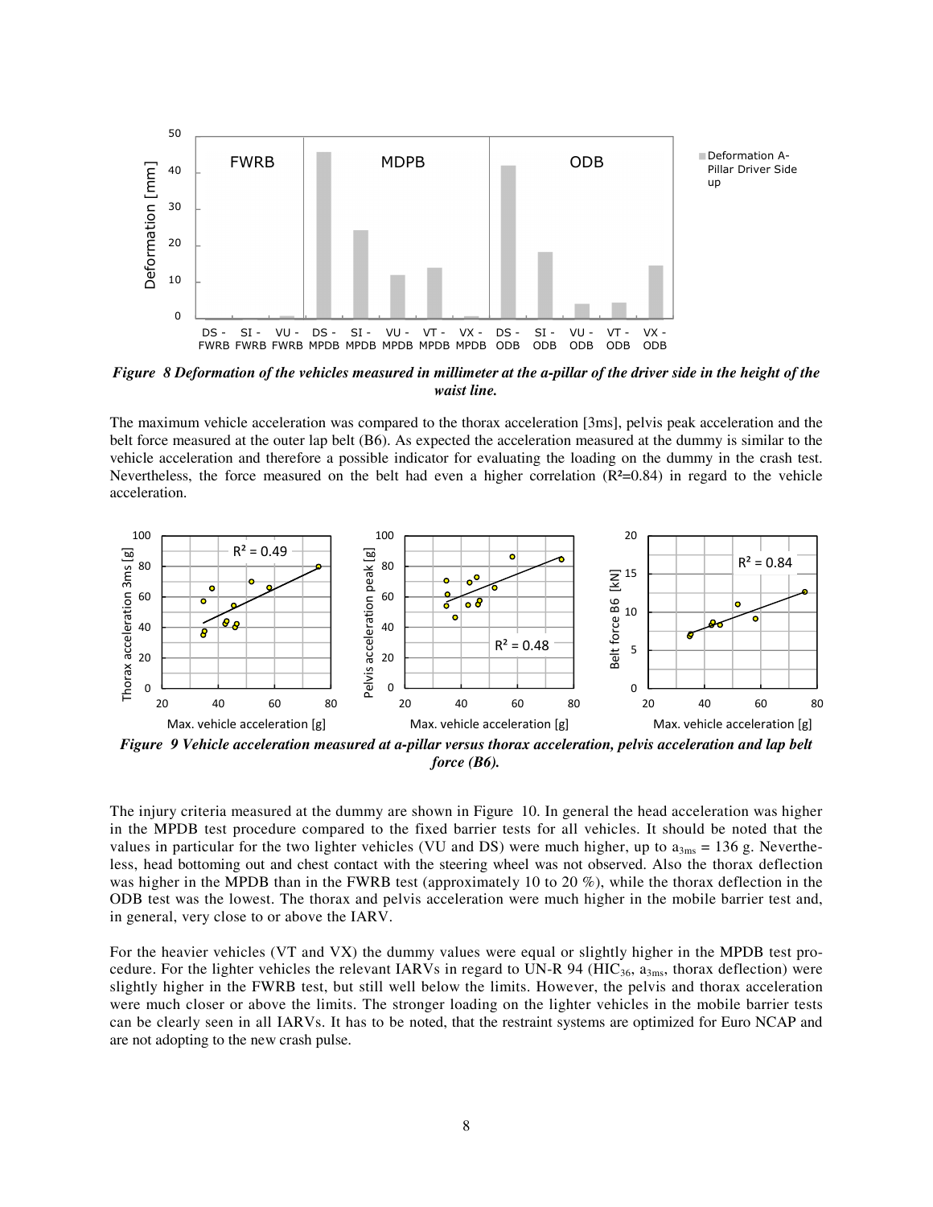*Figure 8 Deformation of the vehicles measured in millimeter at the a-pillar of the driver side in the height of the waist line.*

The maximum vehicle acceleration was compared to the thorax acceleration [3ms], pelvis peak acceleration and the belt force measured at the outer lap belt (B6). As expected the acceleration measured at the dummy is similar to the vehicle acceleration and therefore a possible indicator for evaluating the loading on the dummy in the crash test. Nevertheless, the force measured on the belt had even a higher correlation ($R^2$=0.84) in regard to the vehicle acceleration.

*Figure 9 Vehicle acceleration measured at a-pillar versus thorax acceleration, pelvis acceleration and lap belt force (B6).*

The injury criteria measured at the dummy are shown in Figure 10. In general the head acceleration was higher in the MPDB test procedure compared to the fixed barrier tests for all vehicles. It should be noted that the values in particular for the two lighter vehicles (VU and DS) were much higher, up to $a_{3ms}$ = 136 g. Nevertheless, head bottoming out and chest contact with the steering wheel was not observed. Also the thorax deflection was higher in the MPDB than in the FWRB test (approximately 10 to 20 %), while the thorax deflection in the ODB test was the lowest. The thorax and pelvis acceleration were much higher in the mobile barrier test and, in general, very close to or above the IARV.

For the heavier vehicles (VT and VX) the dummy values were equal or slightly higher in the MPDB test procedure. For the lighter vehicles the relevant IARVs in regard to UN-R 94 ($HIC_{36}$, $a_{3ms}$, thorax deflection) were slightly higher in the FWRB test, but still well below the limits. However, the pelvis and thorax acceleration were much closer or above the limits. The stronger loading on the lighter vehicles in the mobile barrier tests can be clearly seen in all IARVs. It has to be noted, that the restraint systems are optimized for Euro NCAP and are not adopting to the new crash pulse.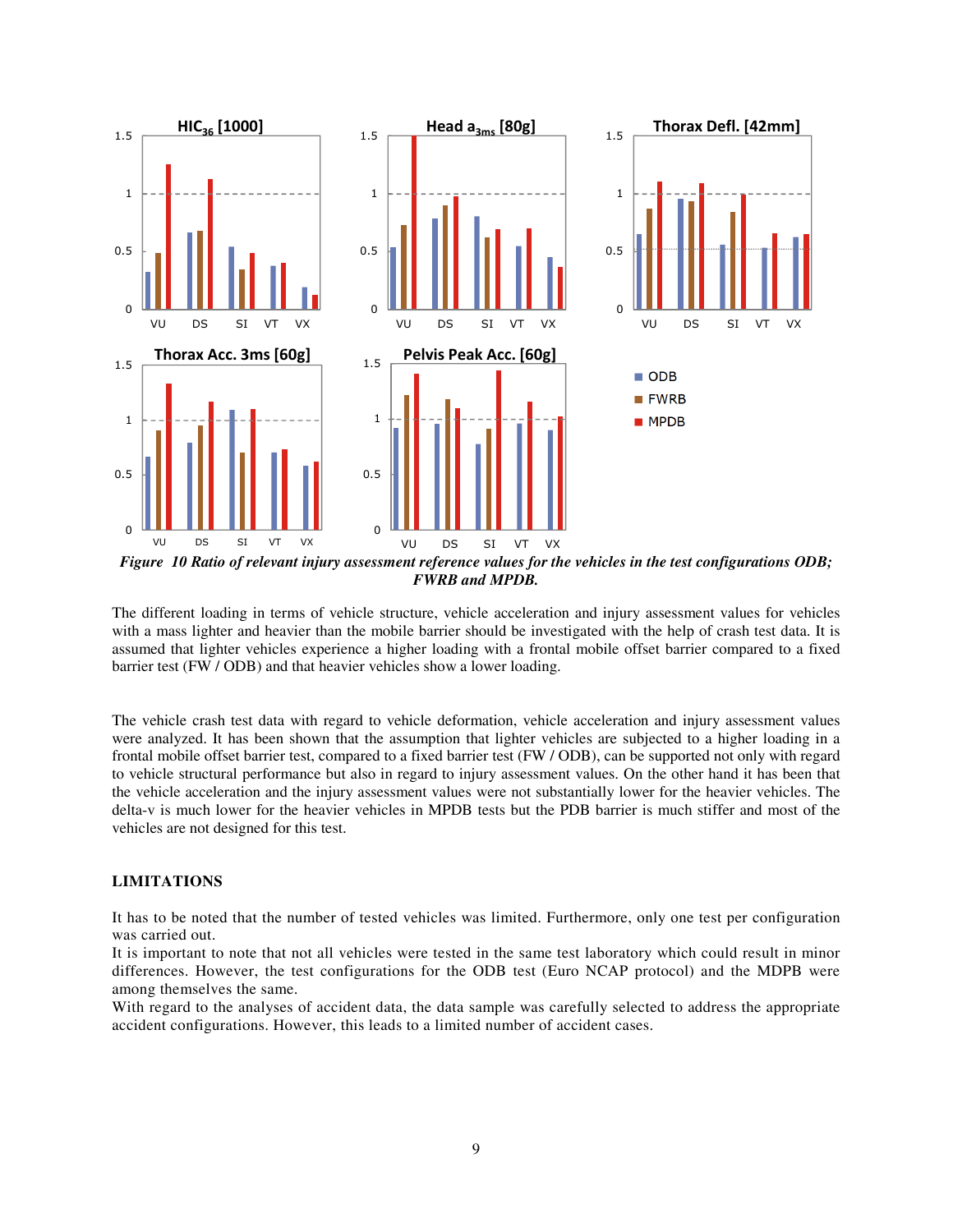**Figure 10 Ratio of relevant injury assessment reference values for the vehicles in the test configurations ODB; FWRB and MPDB.**

The different loading in terms of vehicle structure, vehicle acceleration and injury assessment values for vehicles with a mass lighter and heavier than the mobile barrier should be investigated with the help of crash test data. It is assumed that lighter vehicles experience a higher loading with a frontal mobile offset barrier compared to a fixed barrier test (FW / ODB) and that heavier vehicles show a lower loading.

The vehicle crash test data with regard to vehicle deformation, vehicle acceleration and injury assessment values were analyzed. It has been shown that the assumption that lighter vehicles are subjected to a higher loading in a frontal mobile offset barrier test, compared to a fixed barrier test (FW / ODB), can be supported not only with regard to vehicle structural performance but also in regard to injury assessment values. On the other hand it has been that the vehicle acceleration and the injury assessment values were not substantially lower for the heavier vehicles. The delta-v is much lower for the heavier vehicles in MPDB tests but the PDB barrier is much stiffer and most of the vehicles are not designed for this test.

## LIMITATIONS

It has to be noted that the number of tested vehicles was limited. Furthermore, only one test per configuration was carried out.

It is important to note that not all vehicles were tested in the same test laboratory which could result in minor differences. However, the test configurations for the ODB test (Euro NCAP protocol) and the MDPB were among themselves the same.

With regard to the analyses of accident data, the data sample was carefully selected to address the appropriate accident configurations. However, this leads to a limited number of accident cases.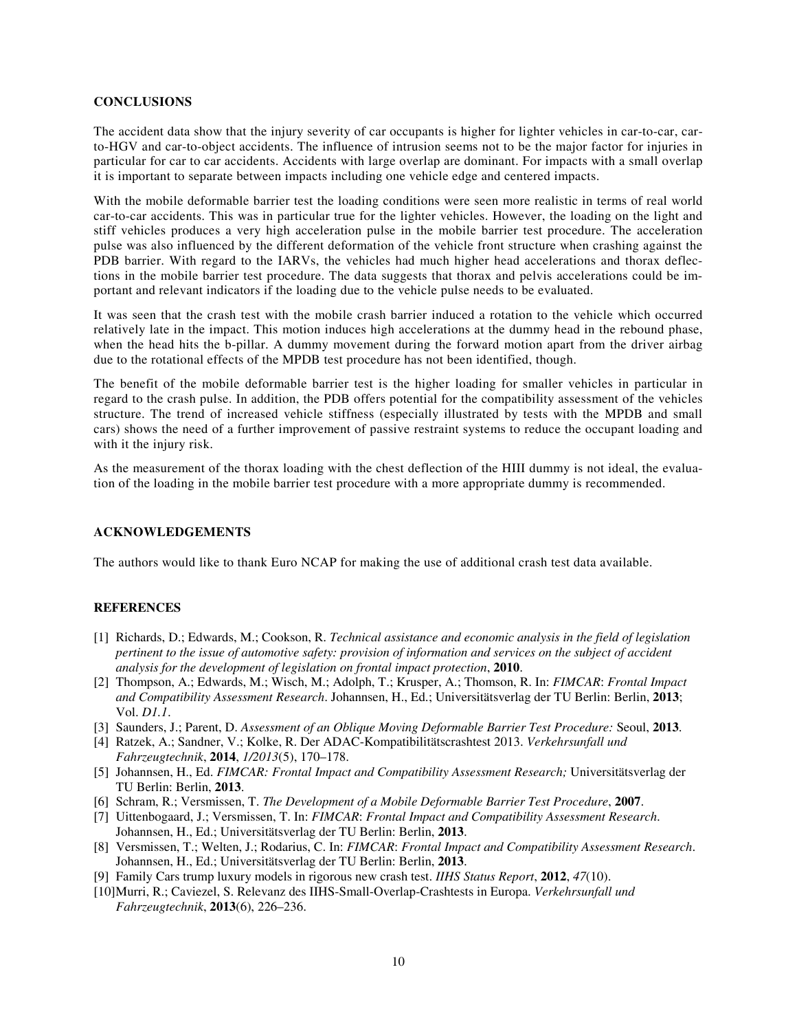## CONCLUSIONS

The accident data show that the injury severity of car occupants is higher for lighter vehicles in car-to-car, car-to-HGV and car-to-object accidents. The influence of intrusion seems not to be the major factor for injuries in particular for car to car accidents. Accidents with large overlap are dominant. For impacts with a small overlap it is important to separate between impacts including one vehicle edge and centered impacts.

With the mobile deformable barrier test the loading conditions were seen more realistic in terms of real world car-to-car accidents. This was in particular true for the lighter vehicles. However, the loading on the light and stiff vehicles produces a very high acceleration pulse in the mobile barrier test procedure. The acceleration pulse was also influenced by the different deformation of the vehicle front structure when crashing against the PDB barrier. With regard to the IARVs, the vehicles had much higher head accelerations and thorax deflections in the mobile barrier test procedure. The data suggests that thorax and pelvis accelerations could be important and relevant indicators if the loading due to the vehicle pulse needs to be evaluated.

It was seen that the crash test with the mobile crash barrier induced a rotation to the vehicle which occurred relatively late in the impact. This motion induces high accelerations at the dummy head in the rebound phase, when the head hits the b-pillar. A dummy movement during the forward motion apart from the driver airbag due to the rotational effects of the MPDB test procedure has not been identified, though.

The benefit of the mobile deformable barrier test is the higher loading for smaller vehicles in particular in regard to the crash pulse. In addition, the PDB offers potential for the compatibility assessment of the vehicles structure. The trend of increased vehicle stiffness (especially illustrated by tests with the MPDB and small cars) shows the need of a further improvement of passive restraint systems to reduce the occupant loading and with it the injury risk.

As the measurement of the thorax loading with the chest deflection of the HIII dummy is not ideal, the evaluation of the loading in the mobile barrier test procedure with a more appropriate dummy is recommended.

## ACKNOWLEDGEMENTS

The authors would like to thank Euro NCAP for making the use of additional crash test data available.

## REFERENCES

[1] Richards, D.; Edwards, M.; Cookson, R. *Technical assistance and economic analysis in the field of legislation pertinent to the issue of automotive safety: provision of information and services on the subject of accident analysis for the development of legislation on frontal impact protection*, **2010**.

[2] Thompson, A.; Edwards, M.; Wisch, M.; Adolph, T.; Krusper, A.; Thomson, R. In: *FIMCAR*: *Frontal Impact and Compatibility Assessment Research*. Johannsen, H., Ed.; Universitätsverlag der TU Berlin: Berlin, **2013**; Vol. *D1.1*.

[3] Saunders, J.; Parent, D. *Assessment of an Oblique Moving Deformable Barrier Test Procedure:* Seoul, **2013**.

[4] Ratzek, A.; Sandner, V.; Kolke, R. Der ADAC-Kompatibilitätscrashtest 2013. *Verkehrsunfall und Fahrzeugtechnik*, **2014**, *1/2013*(5), 170–178.

[5] Johannsen, H., Ed. *FIMCAR: Frontal Impact and Compatibility Assessment Research;* Universitätsverlag der TU Berlin: Berlin, **2013**.

[6] Schram, R.; Versmissen, T. *The Development of a Mobile Deformable Barrier Test Procedure*, **2007**.

[7] Uittenbogaard, J.; Versmissen, T. In: *FIMCAR*: *Frontal Impact and Compatibility Assessment Research*. Johannsen, H., Ed.; Universitätsverlag der TU Berlin: Berlin, **2013**.

[8] Versmissen, T.; Welten, J.; Rodarius, C. In: *FIMCAR*: *Frontal Impact and Compatibility Assessment Research*. Johannsen, H., Ed.; Universitätsverlag der TU Berlin: Berlin, **2013**.

[9] Family Cars trump luxury models in rigorous new crash test. *IIHS Status Report*, **2012**, *47*(10).

[10] Murri, R.; Caviezel, S. Relevanz des IIHS-Small-Overlap-Crashtests in Europa. *Verkehrsunfall und Fahrzeugtechnik*, **2013**(6), 226–236.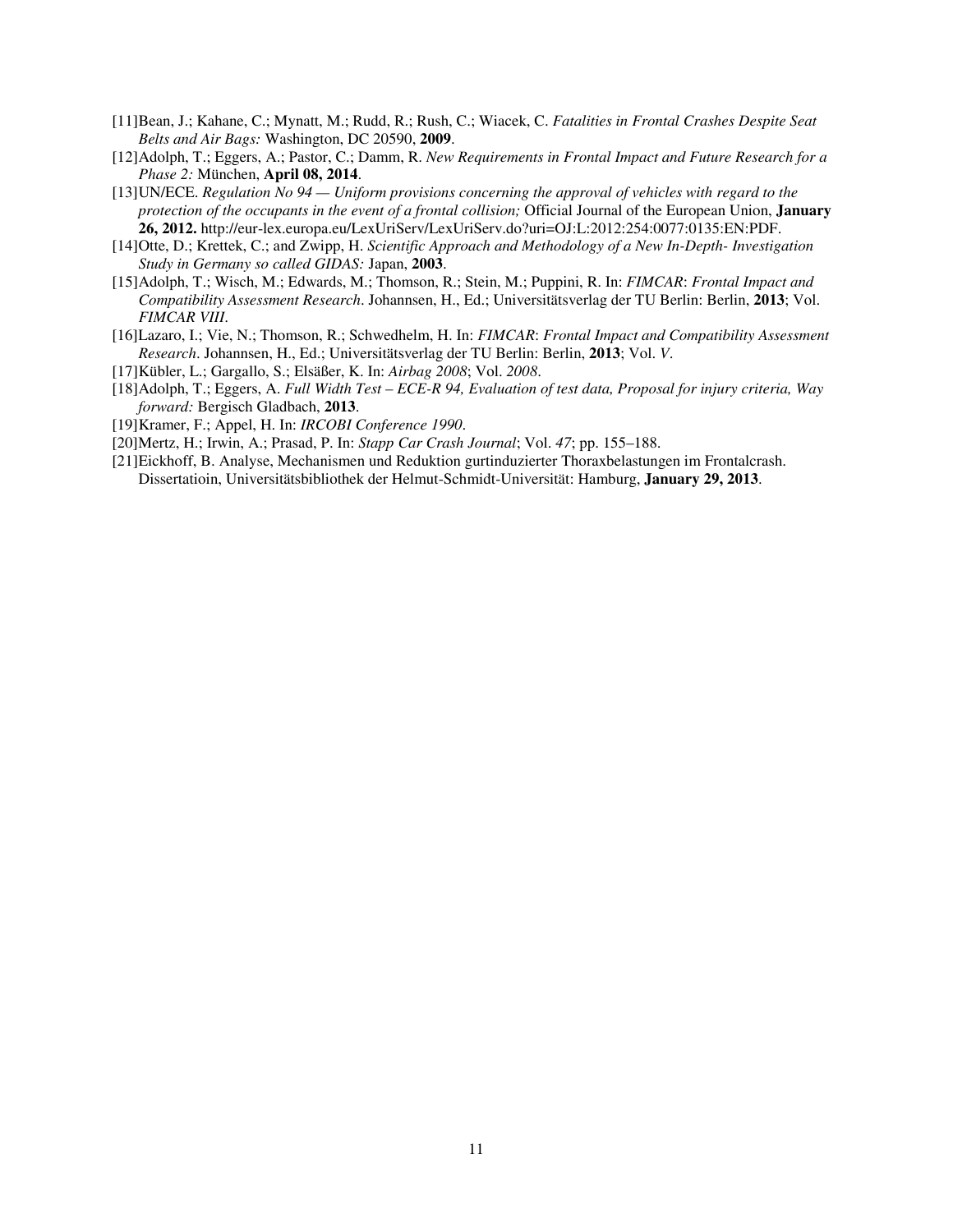[11]Bean, J.; Kahane, C.; Mynatt, M.; Rudd, R.; Rush, C.; Wiacek, C. *Fatalities in Frontal Crashes Despite Seat Belts and Air Bags:* Washington, DC 20590, **2009**.

[12]Adolph, T.; Eggers, A.; Pastor, C.; Damm, R. *New Requirements in Frontal Impact and Future Research for a Phase 2:* München, **April 08, 2014**.

[13]UN/ECE. *Regulation No 94 — Uniform provisions concerning the approval of vehicles with regard to the protection of the occupants in the event of a frontal collision;* Official Journal of the European Union, **January 26, 2012.** http://eur-lex.europa.eu/LexUriServ/LexUriServ.do?uri=OJ:L:2012:254:0077:0135:EN:PDF.

[14]Otte, D.; Krettek, C.; and Zwipp, H. *Scientific Approach and Methodology of a New In-Depth- Investigation Study in Germany so called GIDAS:* Japan, **2003**.

[15]Adolph, T.; Wisch, M.; Edwards, M.; Thomson, R.; Stein, M.; Puppini, R. In: *FIMCAR*: *Frontal Impact and Compatibility Assessment Research*. Johannsen, H., Ed.; Universitätsverlag der TU Berlin: Berlin, **2013**; Vol. *FIMCAR VIII*.

[16]Lazaro, I.; Vie, N.; Thomson, R.; Schwedhelm, H. In: *FIMCAR*: *Frontal Impact and Compatibility Assessment Research*. Johannsen, H., Ed.; Universitätsverlag der TU Berlin: Berlin, **2013**; Vol. *V*.

[17]Kübler, L.; Gargallo, S.; Elsäßer, K. In: *Airbag 2008*; Vol. *2008*.

[18]Adolph, T.; Eggers, A. *Full Width Test – ECE-R 94, Evaluation of test data, Proposal for injury criteria, Way forward:* Bergisch Gladbach, **2013**.

[19]Kramer, F.; Appel, H. In: *IRCOBI Conference 1990*.

[20]Mertz, H.; Irwin, A.; Prasad, P. In: *Stapp Car Crash Journal*; Vol. *47*; pp. 155–188.

[21]Eickhoff, B. Analyse, Mechanismen und Reduktion gurtinduzierter Thoraxbelastungen im Frontalcrash. Dissertatioin, Universitätsbibliothek der Helmut-Schmidt-Universität: Hamburg, **January 29, 2013**.